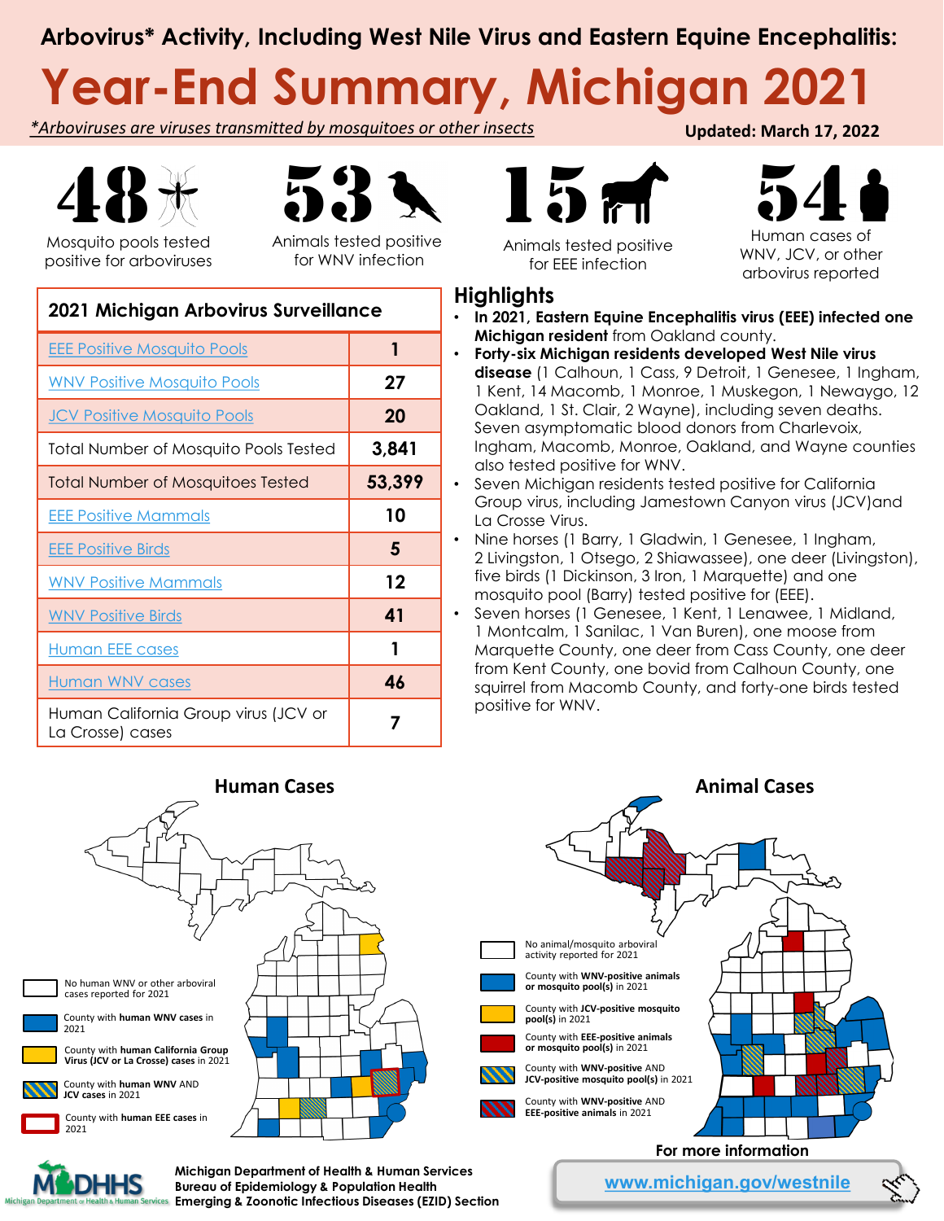# Arbovirus* Activity, Including West Nile Virus and Eastern Equine Encephalitis:

# Year-End Summary, Michigan 2021

*Arboviruses are viruses transmitted by mosquitoes or other insects

**Updated: March 17, 2022**

**48** Mosquito pools tested positive for arboviruses

**53** Animals tested positive for WNV infection

**15** Animals tested positive for EEE infection

**54** Human cases of WNV, JCV, or other arbovirus reported

| 2021 Michigan Arbovirus Surveillance | |
|---|---|
| EEE Positive Mosquito Pools | 1 |
| WNV Positive Mosquito Pools | 27 |
| JCV Positive Mosquito Pools | 20 |
| Total Number of Mosquito Pools Tested | 3,841 |
| Total Number of Mosquitoes Tested | 53,399 |
| EEE Positive Mammals | 10 |
| EEE Positive Birds | 5 |
| WNV Positive Mammals | 12 |
| WNV Positive Birds | 41 |
| Human EEE cases | 1 |
| Human WNV cases | 46 |
| Human California Group virus (JCV or La Crosse) cases | 7 |

## Highlights

- **In 2021, Eastern Equine Encephalitis virus (EEE) infected one Michigan resident** from Oakland county.
- **Forty-six Michigan residents developed West Nile virus disease** (1 Calhoun, 1 Cass, 9 Detroit, 1 Genesee, 1 Ingham, 1 Kent, 14 Macomb, 1 Monroe, 1 Muskegon, 1 Newaygo, 12 Oakland, 1 St. Clair, 2 Wayne), including seven deaths. Seven asymptomatic blood donors from Charlevoix, Ingham, Macomb, Monroe, Oakland, and Wayne counties also tested positive for WNV.
- Seven Michigan residents tested positive for California Group virus, including Jamestown Canyon virus (JCV)and La Crosse Virus.
- Nine horses (1 Barry, 1 Gladwin, 1 Genesee, 1 Ingham, 2 Livingston, 1 Otsego, 2 Shiawassee), one deer (Livingston), five birds (1 Dickinson, 3 Iron, 1 Marquette) and one mosquito pool (Barry) tested positive for (EEE).
- Seven horses (1 Genesee, 1 Kent, 1 Lenawee, 1 Midland, 1 Montcalm, 1 Sanilac, 1 Van Buren), one moose from Marquette County, one deer from Cass County, one deer from Kent County, one bovid from Calhoun County, one squirrel from Macomb County, and forty-one birds tested positive for WNV.

## Human Cases

- No human WNV or other arboviral cases reported for 2021
- County with **human WNV cases** in 2021
- County with **human California Group Virus (JCV or La Crosse)** cases in 2021
- County with **human WNV AND JCV cases** in 2021
- County with **human EEE cases** in 2021

## Animal Cases

- No animal/mosquito arboviral activity reported for 2021
- County with **WNV-positive animals or mosquito pool(s)** in 2021
- County with **JCV-positive mosquito pool(s)** in 2021
- County with **EEE-positive animals or mosquito pool(s)** in 2021
- County with **WNV-positive AND JCV-positive mosquito pool(s)** in 2021
- County with **WNV-positive AND EEE-positive animals** in 2021

**For more information**

www.michigan.gov/westnile

MDHHS Michigan Department of Health & Human Services

**Michigan Department of Health & Human Services**
**Bureau of Epidemiology & Population Health**
**Emerging & Zoonotic Infectious Diseases (EZID) Section**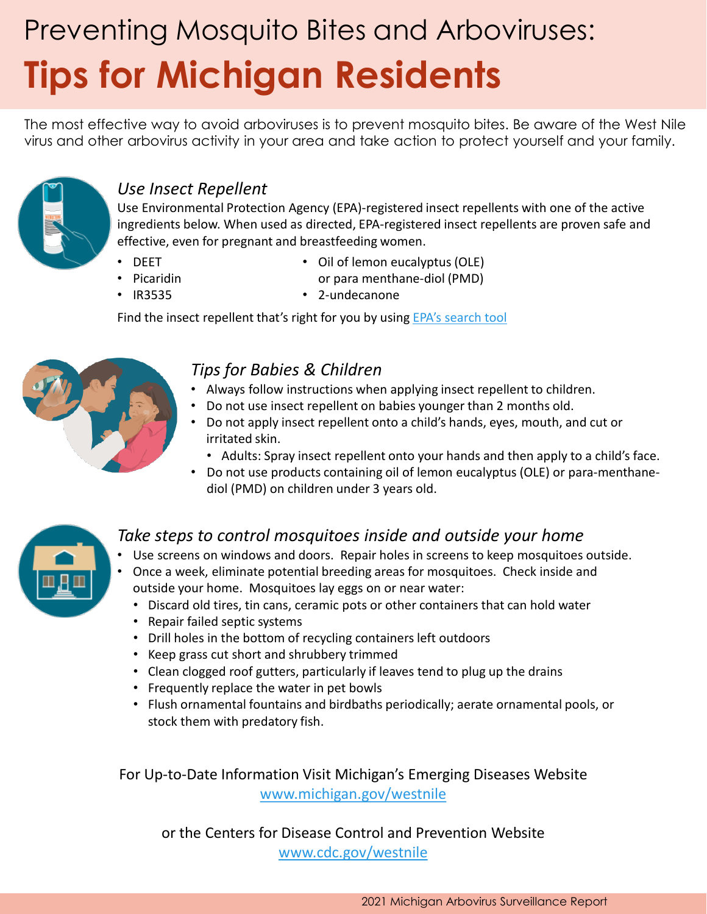# Preventing Mosquito Bites and Arboviruses:

# Tips for Michigan Residents

The most effective way to avoid arboviruses is to prevent mosquito bites. Be aware of the West Nile virus and other arbovirus activity in your area and take action to protect yourself and your family.

### *Use Insect Repellent*

Use Environmental Protection Agency (EPA)-registered insect repellents with one of the active ingredients below. When used as directed, EPA-registered insect repellents are proven safe and effective, even for pregnant and breastfeeding women.

- DEET
- Picaridin
- IR3535
- Oil of lemon eucalyptus (OLE) or para menthane-diol (PMD)
- 2-undecanone

Find the insect repellent that's right for you by using [EPA's search tool]

### *Tips for Babies & Children*

- Always follow instructions when applying insect repellent to children.
- Do not use insect repellent on babies younger than 2 months old.
- Do not apply insect repellent onto a child's hands, eyes, mouth, and cut or irritated skin.
  - Adults: Spray insect repellent onto your hands and then apply to a child's face.
- Do not use products containing oil of lemon eucalyptus (OLE) or para-menthane-diol (PMD) on children under 3 years old.

### *Take steps to control mosquitoes inside and outside your home*

- Use screens on windows and doors. Repair holes in screens to keep mosquitoes outside.
- Once a week, eliminate potential breeding areas for mosquitoes. Check inside and outside your home. Mosquitoes lay eggs on or near water:
  - Discard old tires, tin cans, ceramic pots or other containers that can hold water
  - Repair failed septic systems
  - Drill holes in the bottom of recycling containers left outdoors
  - Keep grass cut short and shrubbery trimmed
  - Clean clogged roof gutters, particularly if leaves tend to plug up the drains
  - Frequently replace the water in pet bowls
  - Flush ornamental fountains and birdbaths periodically; aerate ornamental pools, or stock them with predatory fish.

For Up-to-Date Information Visit Michigan's Emerging Diseases Website
www.michigan.gov/westnile

or the Centers for Disease Control and Prevention Website
www.cdc.gov/westnile